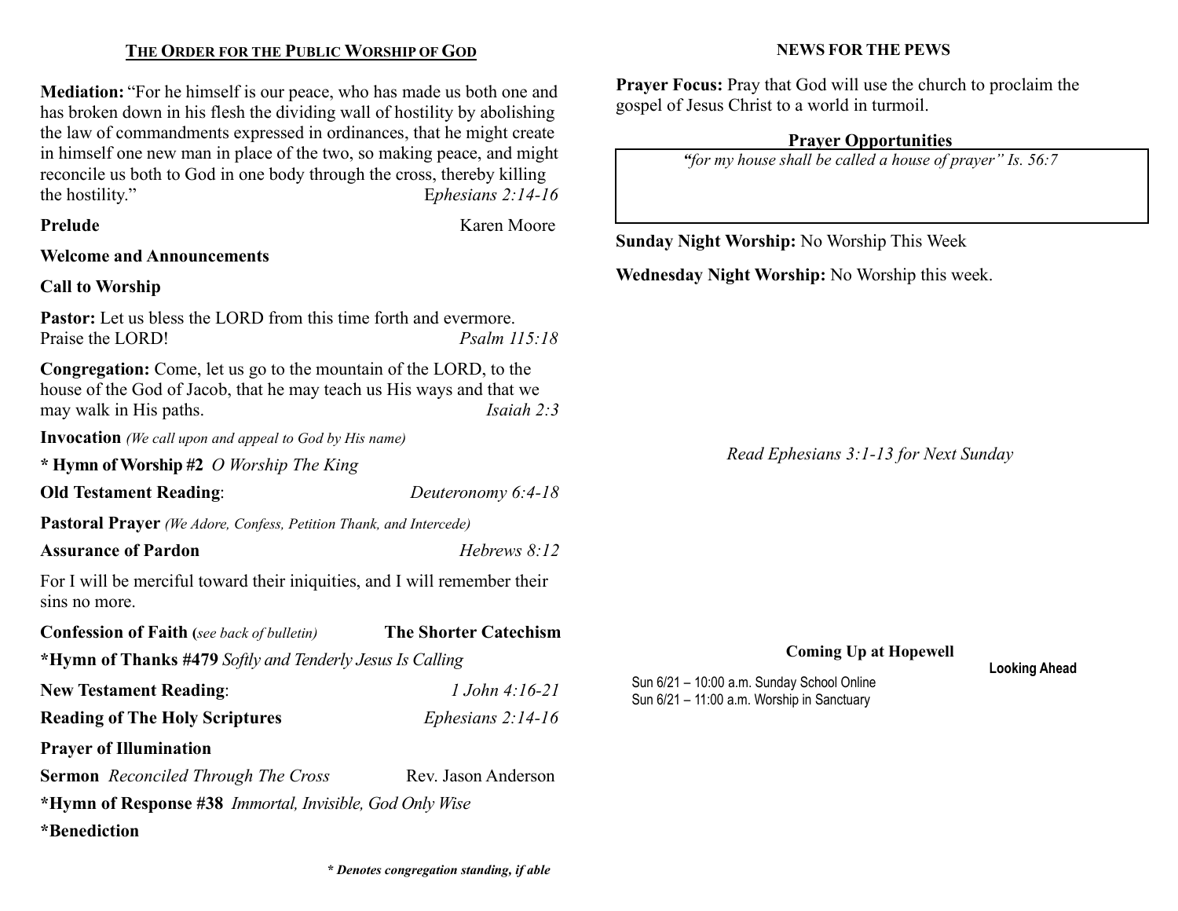## THE ORDER FOR THE PUBLIC WORSHIP OF GOD

**Mediation:** "For he himself is our peace, who has made us both one and has broken down in his flesh the dividing wall of hostility by abolishing the law of commandments expressed in ordinances, that he might create in himself one new man in place of the two, so making peace, and might reconcile us both to God in one body through the cross, thereby killing the hostility." *Ephesians 2:14-16*

**Prelude** Karen Moore

**Welcome and Announcements**

**Call to Worship**

**Pastor:** Let us bless the LORD from this time forth and evermore. Praise the LORD! *Psalm 115:18*

**Congregation:** Come, let us go to the mountain of the LORD, to the house of the God of Jacob, that he may teach us His ways and that we may walk in His paths. *Isaiah 2:3*

**Invocation** *(We call upon and appeal to God by His name)*

**\* Hymn of Worship #2** *O Worship The King*

**Old Testament Reading**: *Deuteronomy 6:4-18*

**Pastoral Prayer** *(We Adore, Confess, Petition Thank, and Intercede)*

**Assurance of Pardon** *Hebrews 8:12*

For I will be merciful toward their iniquities, and I will remember their sins no more.

**Confession of Faith (***see back of bulletin***)** **The Shorter Catechism**

**\*Hymn of Thanks #479** *Softly and Tenderly Jesus Is Calling*

**New Testament Reading**: *1 John 4:16-21*

**Reading of The Holy Scriptures** *Ephesians 2:14-16*

**Prayer of Illumination**

**Sermon** *Reconciled Through The Cross* Rev. Jason Anderson

**\*Hymn of Response #38** *Immortal, Invisible, God Only Wise*

**\*Benediction**

***\* Denotes congregation standing, if able***

## NEWS FOR THE PEWS

**Prayer Focus:** Pray that God will use the church to proclaim the gospel of Jesus Christ to a world in turmoil.

### Prayer Opportunities

*"for my house shall be called a house of prayer" Is. 56:7*

**Sunday Night Worship:** No Worship This Week

**Wednesday Night Worship:** No Worship this week.

*Read Ephesians 3:1-13 for Next Sunday*

### Coming Up at Hopewell

**Looking Ahead**

Sun 6/21 – 10:00 a.m. Sunday School Online
Sun 6/21 – 11:00 a.m. Worship in Sanctuary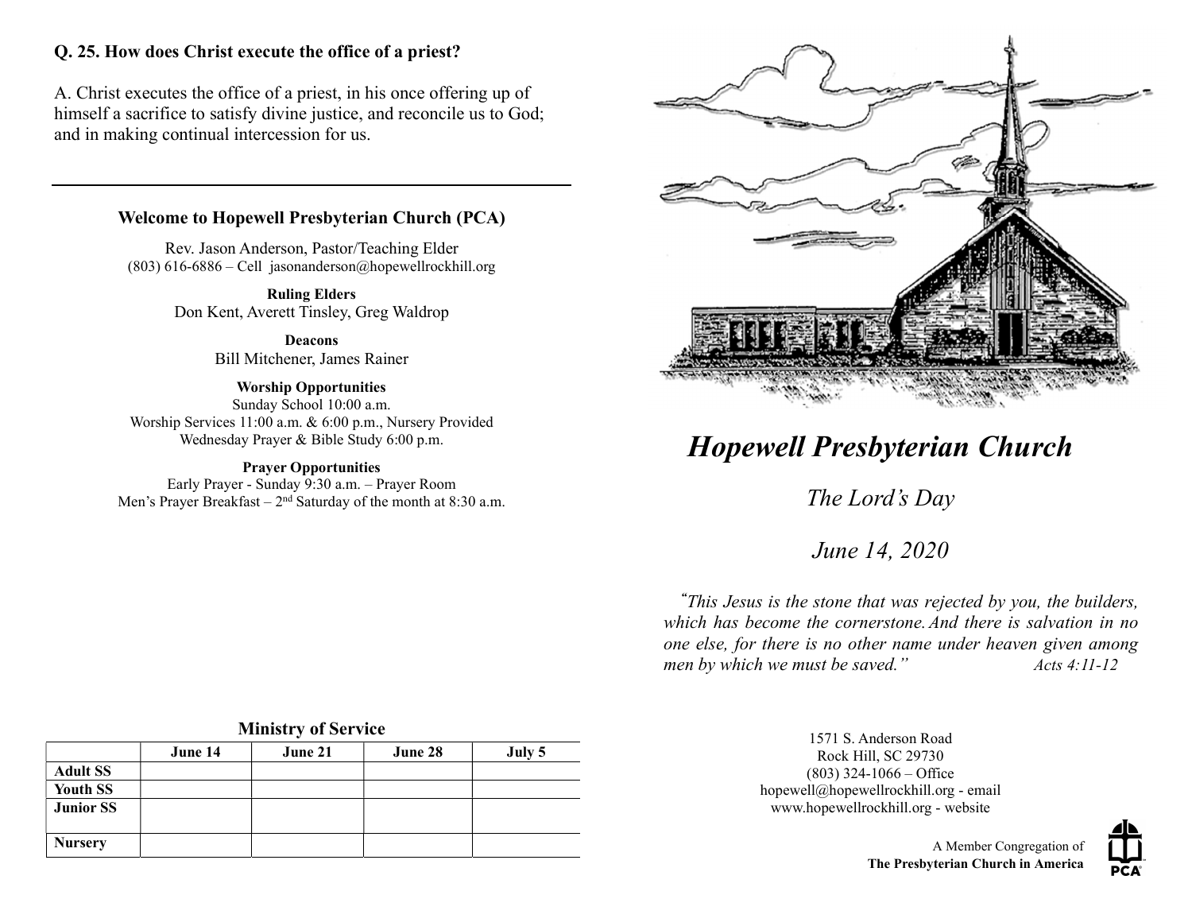**Q. 25. How does Christ execute the office of a priest?**

A. Christ executes the office of a priest, in his once offering up of himself a sacrifice to satisfy divine justice, and reconcile us to God; and in making continual intercession for us.

---

### Welcome to Hopewell Presbyterian Church (PCA)

Rev. Jason Anderson, Pastor/Teaching Elder
(803) 616-6886 – Cell jasonanderson@hopewellrockhill.org

**Ruling Elders**
Don Kent, Averett Tinsley, Greg Waldrop

**Deacons**
Bill Mitchener, James Rainer

**Worship Opportunities**
Sunday School 10:00 a.m.
Worship Services 11:00 a.m. & 6:00 p.m., Nursery Provided
Wednesday Prayer & Bible Study 6:00 p.m.

**Prayer Opportunities**
Early Prayer - Sunday 9:30 a.m. – Prayer Room
Men's Prayer Breakfast – 2nd Saturday of the month at 8:30 a.m.

**Ministry of Service**

| | June 14 | June 21 | June 28 | July 5 |
|---|---|---|---|---|
| **Adult SS** | | | | |
| **Youth SS** | | | | |
| **Junior SS** | | | | |
| **Nursery** | | | | |

# *Hopewell Presbyterian Church*

*The Lord's Day*

*June 14, 2020*

*"This Jesus is the stone that was rejected by you, the builders, which has become the cornerstone. And there is salvation in no one else, for there is no other name under heaven given among men by which we must be saved."* *Acts 4:11-12*

1571 S. Anderson Road
Rock Hill, SC 29730
(803) 324-1066 – Office
hopewell@hopewellrockhill.org - email
www.hopewellrockhill.org - website

A Member Congregation of
**The Presbyterian Church in America**